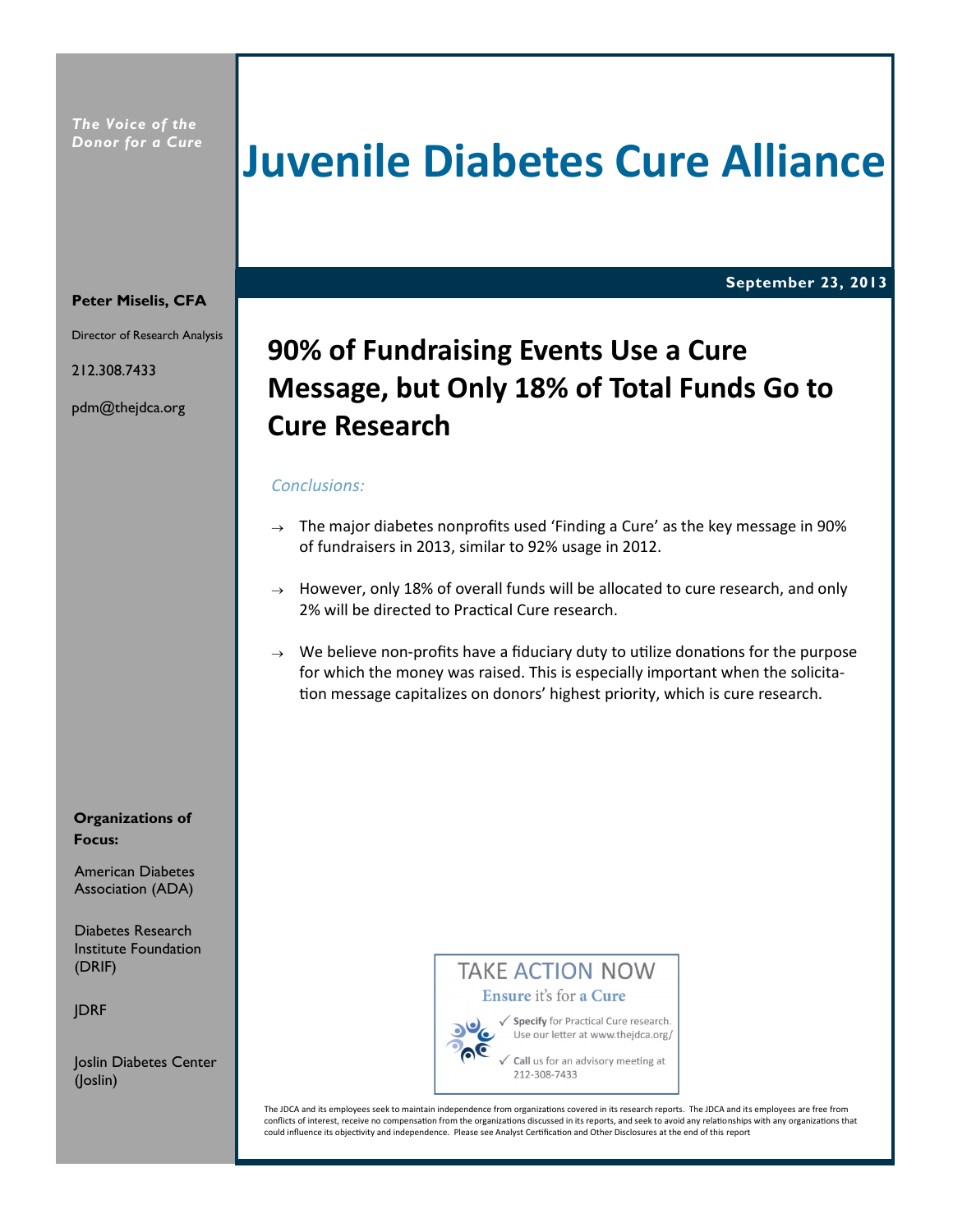*The Voice of the Donor for a Cure*

# Juvenile Diabetes Cure Alliance

**September 23, 2013**

**Peter Miselis, CFA**

Director of Research Analysis

212.308.7433

pdm@thejdca.org

## 90% of Fundraising Events Use a Cure Message, but Only 18% of Total Funds Go to Cure Research

*Conclusions:*

→ The major diabetes nonprofits used 'Finding a Cure' as the key message in 90% of fundraisers in 2013, similar to 92% usage in 2012.

→ However, only 18% of overall funds will be allocated to cure research, and only 2% will be directed to Practical Cure research.

→ We believe non-profits have a fiduciary duty to utilize donations for the purpose for which the money was raised. This is especially important when the solicitation message capitalizes on donors' highest priority, which is cure research.

**Organizations of Focus:**

American Diabetes Association (ADA)

Diabetes Research Institute Foundation (DRIF)

JDRF

Joslin Diabetes Center (Joslin)

TAKE ACTION NOW

**Ensure** it's for **a Cure**

✓ **Specify** for Practical Cure research. Use our letter at www.thejdca.org/

✓ **Call** us for an advisory meeting at 212-308-7433

The JDCA and its employees seek to maintain independence from organizations covered in its research reports. The JDCA and its employees are free from conflicts of interest, receive no compensation from the organizations discussed in its reports, and seek to avoid any relationships with any organizations that could influence its objectivity and independence. Please see Analyst Certification and Other Disclosures at the end of this report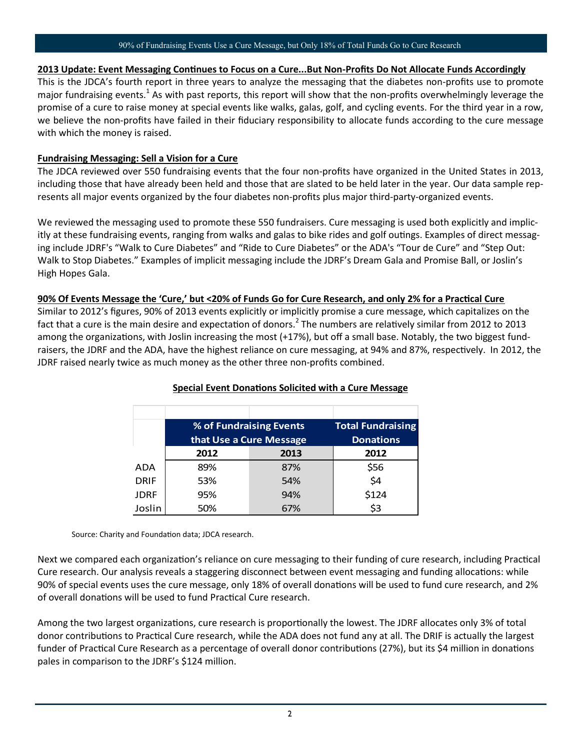**2013 Update: Event Messaging Continues to Focus on a Cure...But Non-Profits Do Not Allocate Funds Accordingly**

This is the JDCA's fourth report in three years to analyze the messaging that the diabetes non-profits use to promote major fundraising events.[1] As with past reports, this report will show that the non-profits overwhelmingly leverage the promise of a cure to raise money at special events like walks, galas, golf, and cycling events. For the third year in a row, we believe the non-profits have failed in their fiduciary responsibility to allocate funds according to the cure message with which the money is raised.

**Fundraising Messaging: Sell a Vision for a Cure**

The JDCA reviewed over 550 fundraising events that the four non-profits have organized in the United States in 2013, including those that have already been held and those that are slated to be held later in the year. Our data sample represents all major events organized by the four diabetes non-profits plus major third-party-organized events.

We reviewed the messaging used to promote these 550 fundraisers. Cure messaging is used both explicitly and implicitly at these fundraising events, ranging from walks and galas to bike rides and golf outings. Examples of direct messaging include JDRF's "Walk to Cure Diabetes" and "Ride to Cure Diabetes" or the ADA's "Tour de Cure" and "Step Out: Walk to Stop Diabetes." Examples of implicit messaging include the JDRF's Dream Gala and Promise Ball, or Joslin's High Hopes Gala.

**90% Of Events Message the 'Cure,' but <20% of Funds Go for Cure Research, and only 2% for a Practical Cure**

Similar to 2012's figures, 90% of 2013 events explicitly or implicitly promise a cure message, which capitalizes on the fact that a cure is the main desire and expectation of donors.[2] The numbers are relatively similar from 2012 to 2013 among the organizations, with Joslin increasing the most (+17%), but off a small base. Notably, the two biggest fundraisers, the JDRF and the ADA, have the highest reliance on cure messaging, at 94% and 87%, respectively. In 2012, the JDRF raised nearly twice as much money as the other three non-profits combined.

**Special Event Donations Solicited with a Cure Message**

| | % of Fundraising Events that Use a Cure Message | | Total Fundraising Donations |
|---|---|---|---|
| | 2012 | 2013 | 2012 |
| ADA | 89% | 87% | $56 |
| DRIF | 53% | 54% | $4 |
| JDRF | 95% | 94% | $124 |
| Joslin | 50% | 67% | $3 |

Source: Charity and Foundation data; JDCA research.

Next we compared each organization's reliance on cure messaging to their funding of cure research, including Practical Cure research. Our analysis reveals a staggering disconnect between event messaging and funding allocations: while 90% of special events uses the cure message, only 18% of overall donations will be used to fund cure research, and 2% of overall donations will be used to fund Practical Cure research.

Among the two largest organizations, cure research is proportionally the lowest. The JDRF allocates only 3% of total donor contributions to Practical Cure research, while the ADA does not fund any at all. The DRIF is actually the largest funder of Practical Cure Research as a percentage of overall donor contributions (27%), but its $4 million in donations pales in comparison to the JDRF's $124 million.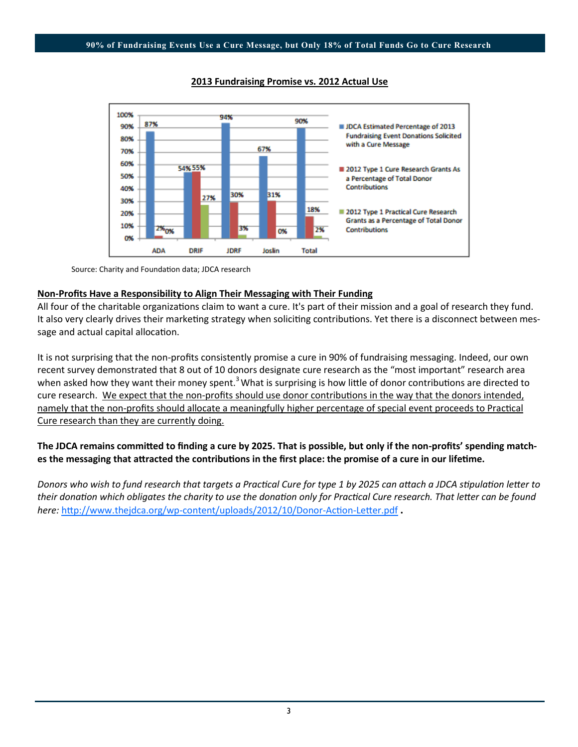## 90% of Fundraising Events Use a Cure Message, but Only 18% of Total Funds Go to Cure Research

**2013 Fundraising Promise vs. 2012 Actual Use**

| | ADA | DRIF | JDRF | Joslin | Total |
|---|---|---|---|---|---|
| JDCA Estimated Percentage of 2013 Fundraising Event Donations Solicited with a Cure Message | 87% | 54% | 94% | 67% | 90% |
| 2012 Type 1 Cure Research Grants As a Percentage of Total Donor Contributions | 2% | 55% | 30% | 31% | 18% |
| 2012 Type 1 Practical Cure Research Grants as a Percentage of Total Donor Contributions | 0% | 27% | 3% | 0% | 2% |

Source: Charity and Foundation data; JDCA research

### Non-Profits Have a Responsibility to Align Their Messaging with Their Funding

All four of the charitable organizations claim to want a cure. It's part of their mission and a goal of research they fund. It also very clearly drives their marketing strategy when soliciting contributions. Yet there is a disconnect between message and actual capital allocation.

It is not surprising that the non-profits consistently promise a cure in 90% of fundraising messaging. Indeed, our own recent survey demonstrated that 8 out of 10 donors designate cure research as the "most important" research area when asked how they want their money spent.[3] What is surprising is how little of donor contributions are directed to cure research. We expect that the non-profits should use donor contributions in the way that the donors intended, namely that the non-profits should allocate a meaningfully higher percentage of special event proceeds to Practical Cure research than they are currently doing.

**The JDCA remains committed to finding a cure by 2025. That is possible, but only if the non-profits' spending matches the messaging that attracted the contributions in the first place: the promise of a cure in our lifetime.**

*Donors who wish to fund research that targets a Practical Cure for type 1 by 2025 can attach a JDCA stipulation letter to their donation which obligates the charity to use the donation only for Practical Cure research. That letter can be found here:* http://www.thejdca.org/wp-content/uploads/2012/10/Donor-Action-Letter.pdf **.**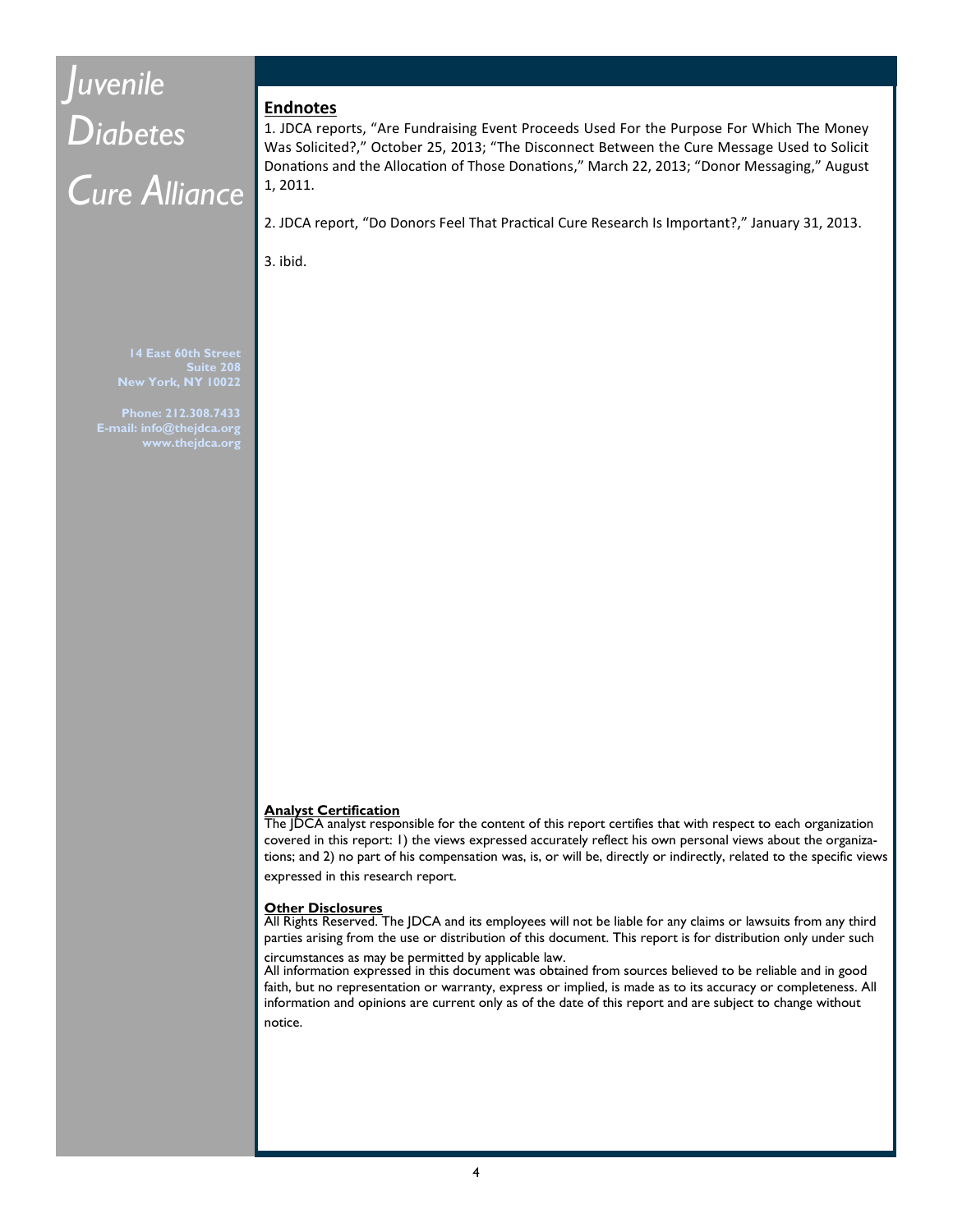# Juvenile Diabetes Cure Alliance

14 East 60th Street
Suite 208
New York, NY 10022

Phone: 212.308.7433
E-mail: info@thejdca.org
www.thejdca.org

## Endnotes

1. JDCA reports, "Are Fundraising Event Proceeds Used For the Purpose For Which The Money Was Solicited?," October 25, 2013; "The Disconnect Between the Cure Message Used to Solicit Donations and the Allocation of Those Donations," March 22, 2013; "Donor Messaging," August 1, 2011.

2. JDCA report, "Do Donors Feel That Practical Cure Research Is Important?," January 31, 2013.

3. ibid.

**Analyst Certification**

The JDCA analyst responsible for the content of this report certifies that with respect to each organization covered in this report: 1) the views expressed accurately reflect his own personal views about the organizations; and 2) no part of his compensation was, is, or will be, directly or indirectly, related to the specific views expressed in this research report.

**Other Disclosures**

All Rights Reserved. The JDCA and its employees will not be liable for any claims or lawsuits from any third parties arising from the use or distribution of this document. This report is for distribution only under such circumstances as may be permitted by applicable law.

All information expressed in this document was obtained from sources believed to be reliable and in good faith, but no representation or warranty, express or implied, is made as to its accuracy or completeness. All information and opinions are current only as of the date of this report and are subject to change without notice.